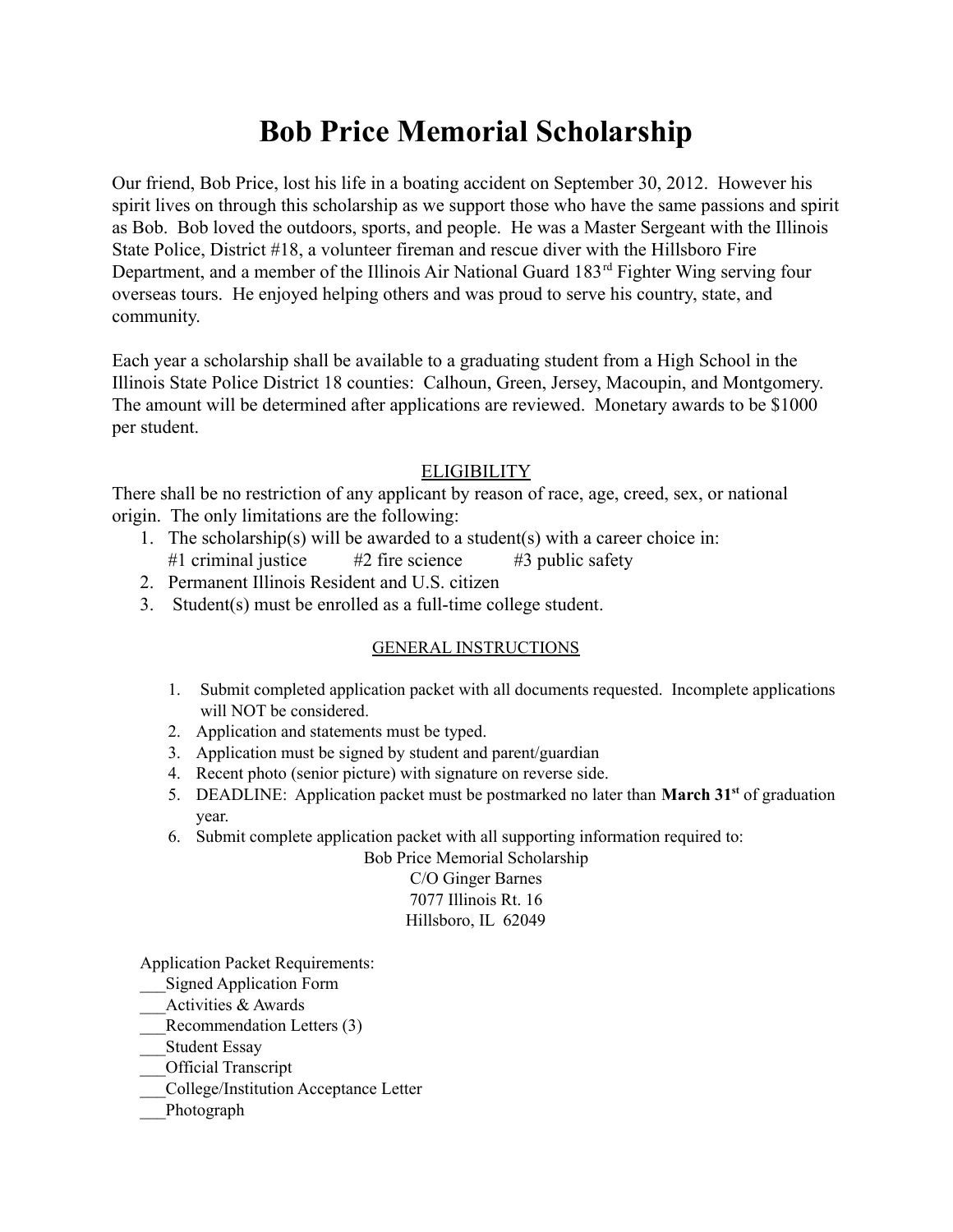# Bob Price Memorial Scholarship

Our friend, Bob Price, lost his life in a boating accident on September 30, 2012. However his spirit lives on through this scholarship as we support those who have the same passions and spirit as Bob. Bob loved the outdoors, sports, and people. He was a Master Sergeant with the Illinois State Police, District #18, a volunteer fireman and rescue diver with the Hillsboro Fire Department, and a member of the Illinois Air National Guard 183rd Fighter Wing serving four overseas tours. He enjoyed helping others and was proud to serve his country, state, and community.

Each year a scholarship shall be available to a graduating student from a High School in the Illinois State Police District 18 counties: Calhoun, Green, Jersey, Macoupin, and Montgomery. The amount will be determined after applications are reviewed. Monetary awards to be $1000 per student.

## ELIGIBILITY

There shall be no restriction of any applicant by reason of race, age, creed, sex, or national origin. The only limitations are the following:

1. The scholarship(s) will be awarded to a student(s) with a career choice in:
   #1 criminal justice     #2 fire science     #3 public safety
2. Permanent Illinois Resident and U.S. citizen
3. Student(s) must be enrolled as a full-time college student.

## GENERAL INSTRUCTIONS

1. Submit completed application packet with all documents requested. Incomplete applications will NOT be considered.
2. Application and statements must be typed.
3. Application must be signed by student and parent/guardian
4. Recent photo (senior picture) with signature on reverse side.
5. DEADLINE: Application packet must be postmarked no later than **March 31st** of graduation year.
6. Submit complete application packet with all supporting information required to:

Bob Price Memorial Scholarship
C/O Ginger Barnes
7077 Illinois Rt. 16
Hillsboro, IL 62049

Application Packet Requirements:

___Signed Application Form
___Activities & Awards
___Recommendation Letters (3)
___Student Essay
___Official Transcript
___College/Institution Acceptance Letter
___Photograph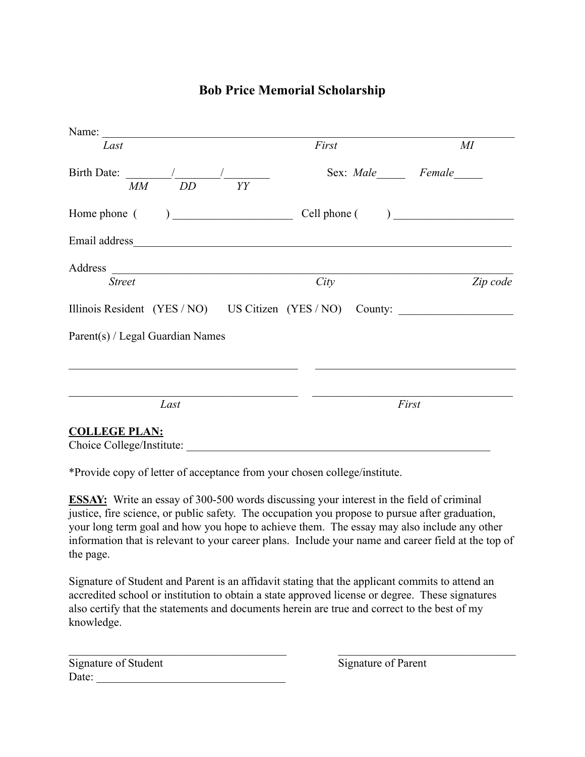# Bob Price Memorial Scholarship

Name: ___________________________________________________________________________

*Last* *First* *MI*

Birth Date: ________/________/________ Sex: *Male*_____ *Female*_____

*MM* *DD* *YY*

Home phone ( ) ____________________ Cell phone ( ) ____________________

Email address_____________________________________________________________________

Address ___________________________________________________________________________

*Street* *City* *Zip code*

Illinois Resident (YES / NO) US Citizen (YES / NO) County: ____________________

Parent(s) / Legal Guardian Names

_________________________________________ _________________________________________

_________________________________________ _________________________________________

*Last* *First*

**COLLEGE PLAN:**

Choice College/Institute: ________________________________________________________

*Provide copy of letter of acceptance from your chosen college/institute.

**ESSAY:** Write an essay of 300-500 words discussing your interest in the field of criminal justice, fire science, or public safety. The occupation you propose to pursue after graduation, your long term goal and how you hope to achieve them. The essay may also include any other information that is relevant to your career plans. Include your name and career field at the top of the page.

Signature of Student and Parent is an affidavit stating that the applicant commits to attend an accredited school or institution to obtain a state approved license or degree. These signatures also certify that the statements and documents herein are true and correct to the best of my knowledge.

_______________________________________ _______________________________________

Signature of Student Signature of Parent

Date: _________________________________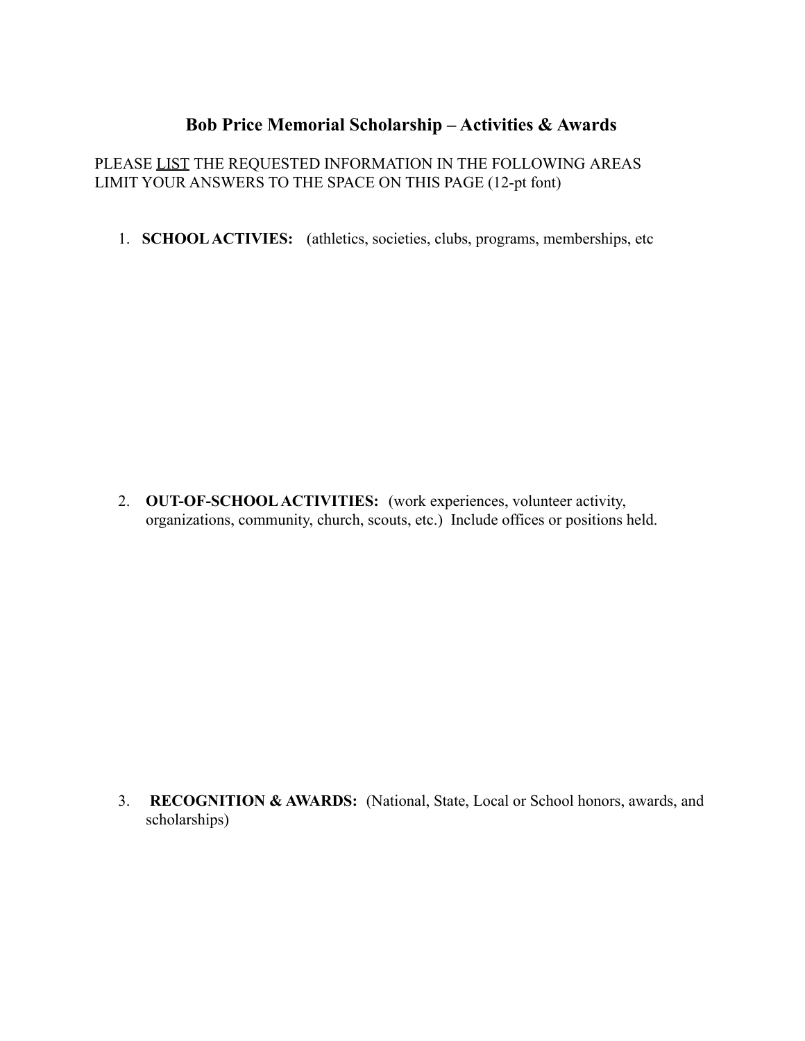## Bob Price Memorial Scholarship – Activities & Awards

PLEASE <u>LIST</u> THE REQUESTED INFORMATION IN THE FOLLOWING AREAS
LIMIT YOUR ANSWERS TO THE SPACE ON THIS PAGE (12-pt font)

1. **SCHOOL ACTIVIES:** (athletics, societies, clubs, programs, memberships, etc

2. **OUT-OF-SCHOOL ACTIVITIES:** (work experiences, volunteer activity, organizations, community, church, scouts, etc.) Include offices or positions held.

3. **RECOGNITION & AWARDS:** (National, State, Local or School honors, awards, and scholarships)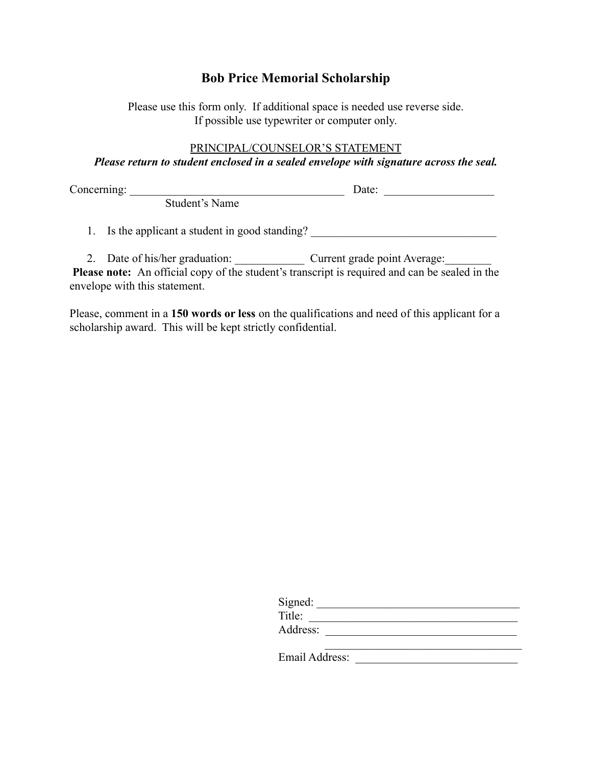# Bob Price Memorial Scholarship

Please use this form only. If additional space is needed use reverse side.
If possible use typewriter or computer only.

PRINCIPAL/COUNSELOR'S STATEMENT

***Please return to student enclosed in a sealed envelope with signature across the seal.***

Concerning: ______________________________________ Date: ___________________
Student's Name

1. Is the applicant a student in good standing? ________________________________

2. Date of his/her graduation: ____________ Current grade point Average:________

**Please note:** An official copy of the student's transcript is required and can be sealed in the envelope with this statement.

Please, comment in a **150 words or less** on the qualifications and need of this applicant for a scholarship award. This will be kept strictly confidential.

Signed: ___________________________________

Title: ___________________________________

Address: _________________________________

_________________________________

Email Address: ____________________________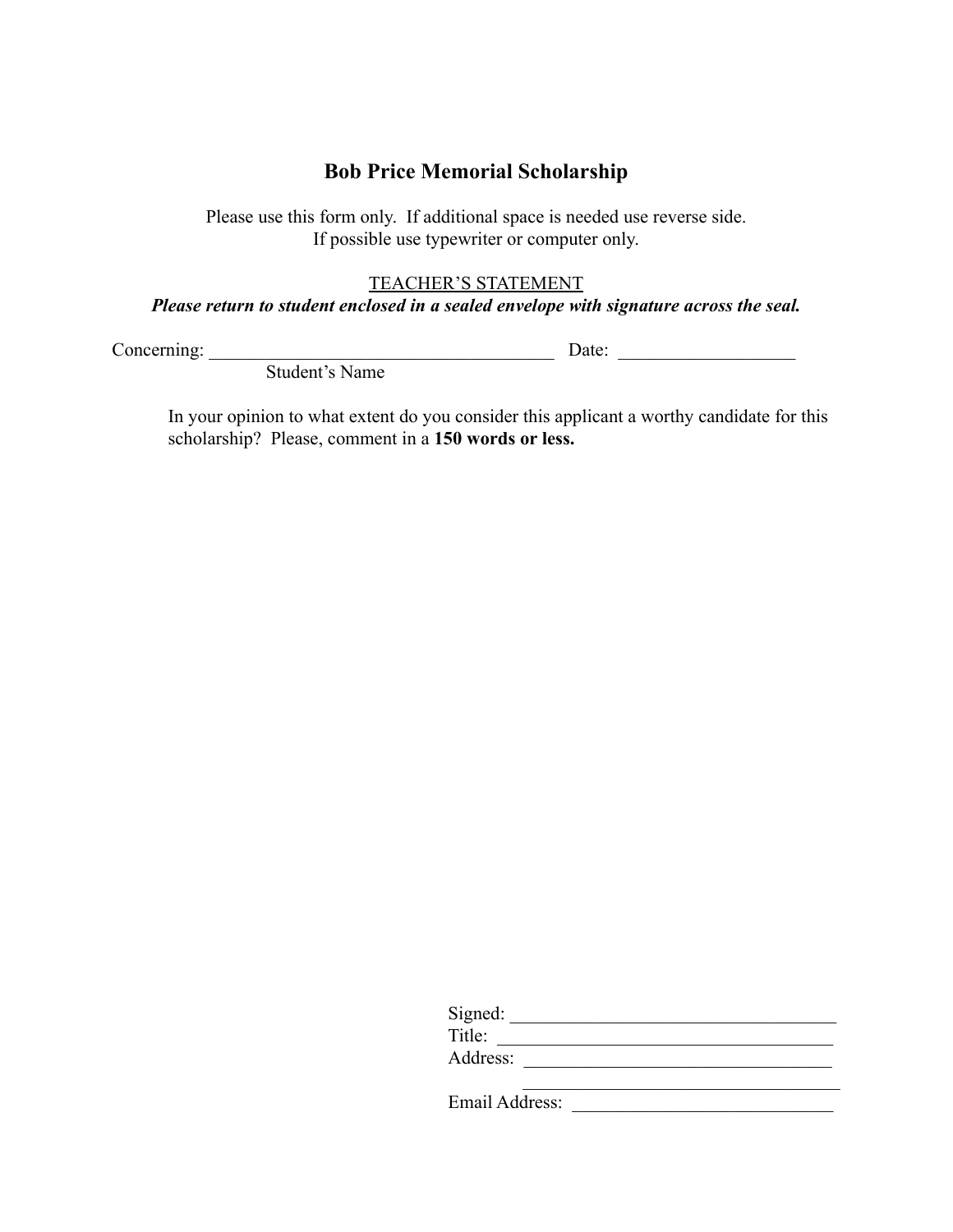## Bob Price Memorial Scholarship

Please use this form only. If additional space is needed use reverse side.
If possible use typewriter or computer only.

TEACHER'S STATEMENT

***Please return to student enclosed in a sealed envelope with signature across the seal.***

Concerning: ______________________________________ Date: ___________________
Student's Name

In your opinion to what extent do you consider this applicant a worthy candidate for this scholarship? Please, comment in a **150 words or less.**

Signed: ___________________________________

Title: ___________________________________

Address: ________________________________

________________________________

Email Address: ___________________________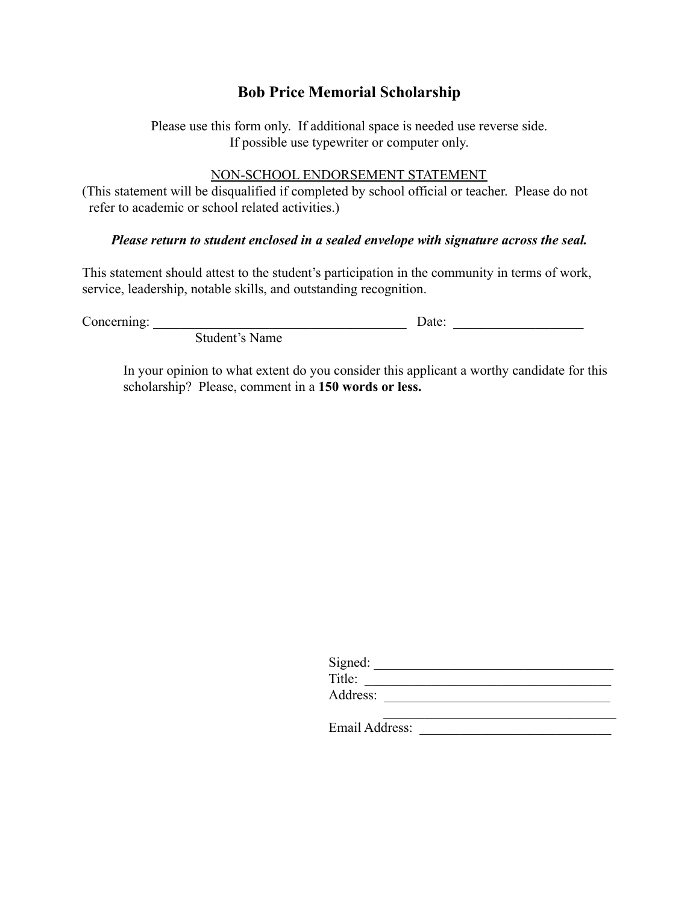# Bob Price Memorial Scholarship

Please use this form only. If additional space is needed use reverse side.
If possible use typewriter or computer only.

NON-SCHOOL ENDORSEMENT STATEMENT

(This statement will be disqualified if completed by school official or teacher. Please do not refer to academic or school related activities.)

***Please return to student enclosed in a sealed envelope with signature across the seal.***

This statement should attest to the student's participation in the community in terms of work, service, leadership, notable skills, and outstanding recognition.

Concerning: _______________________________________ Date: ___________________
Student's Name

In your opinion to what extent do you consider this applicant a worthy candidate for this scholarship? Please, comment in a **150 words or less.**

Signed: ____________________________________
Title: ____________________________________
Address: __________________________________
__________________________________
Email Address: ____________________________